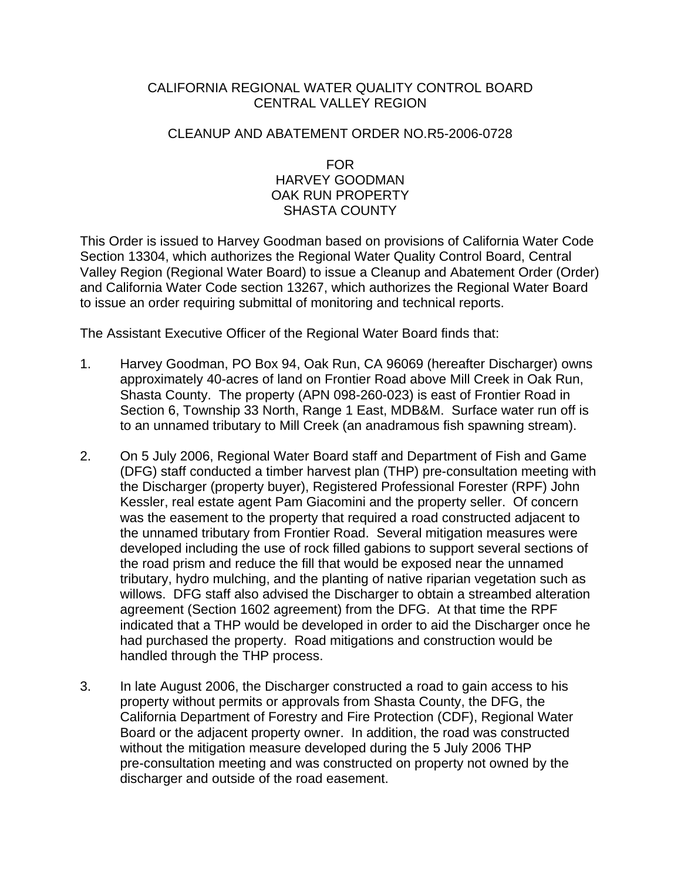CALIFORNIA REGIONAL WATER QUALITY CONTROL BOARD
CENTRAL VALLEY REGION

CLEANUP AND ABATEMENT ORDER NO.R5-2006-0728

FOR
HARVEY GOODMAN
OAK RUN PROPERTY
SHASTA COUNTY

This Order is issued to Harvey Goodman based on provisions of California Water Code Section 13304, which authorizes the Regional Water Quality Control Board, Central Valley Region (Regional Water Board) to issue a Cleanup and Abatement Order (Order) and California Water Code section 13267, which authorizes the Regional Water Board to issue an order requiring submittal of monitoring and technical reports.

The Assistant Executive Officer of the Regional Water Board finds that:

1. Harvey Goodman, PO Box 94, Oak Run, CA 96069 (hereafter Discharger) owns approximately 40-acres of land on Frontier Road above Mill Creek in Oak Run, Shasta County. The property (APN 098-260-023) is east of Frontier Road in Section 6, Township 33 North, Range 1 East, MDB&M. Surface water run off is to an unnamed tributary to Mill Creek (an anadramous fish spawning stream).

2. On 5 July 2006, Regional Water Board staff and Department of Fish and Game (DFG) staff conducted a timber harvest plan (THP) pre-consultation meeting with the Discharger (property buyer), Registered Professional Forester (RPF) John Kessler, real estate agent Pam Giacomini and the property seller. Of concern was the easement to the property that required a road constructed adjacent to the unnamed tributary from Frontier Road. Several mitigation measures were developed including the use of rock filled gabions to support several sections of the road prism and reduce the fill that would be exposed near the unnamed tributary, hydro mulching, and the planting of native riparian vegetation such as willows. DFG staff also advised the Discharger to obtain a streambed alteration agreement (Section 1602 agreement) from the DFG. At that time the RPF indicated that a THP would be developed in order to aid the Discharger once he had purchased the property. Road mitigations and construction would be handled through the THP process.

3. In late August 2006, the Discharger constructed a road to gain access to his property without permits or approvals from Shasta County, the DFG, the California Department of Forestry and Fire Protection (CDF), Regional Water Board or the adjacent property owner. In addition, the road was constructed without the mitigation measure developed during the 5 July 2006 THP pre-consultation meeting and was constructed on property not owned by the discharger and outside of the road easement.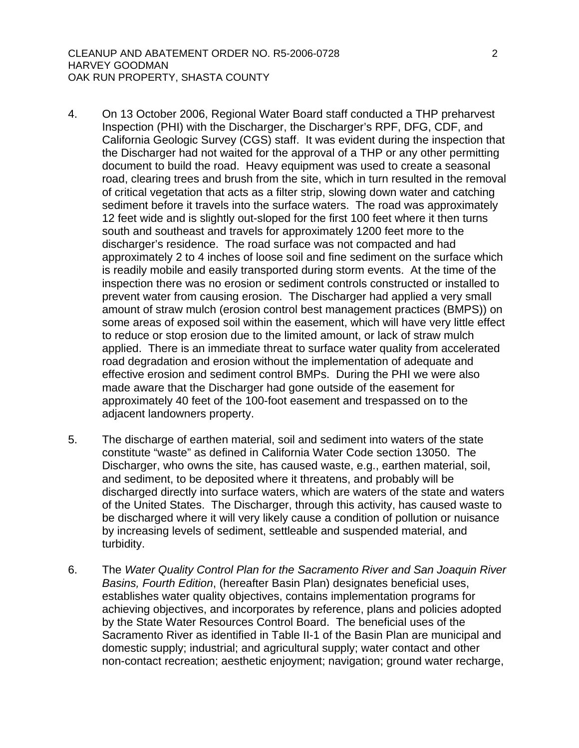4. On 13 October 2006, Regional Water Board staff conducted a THP preharvest Inspection (PHI) with the Discharger, the Discharger's RPF, DFG, CDF, and California Geologic Survey (CGS) staff. It was evident during the inspection that the Discharger had not waited for the approval of a THP or any other permitting document to build the road. Heavy equipment was used to create a seasonal road, clearing trees and brush from the site, which in turn resulted in the removal of critical vegetation that acts as a filter strip, slowing down water and catching sediment before it travels into the surface waters. The road was approximately 12 feet wide and is slightly out-sloped for the first 100 feet where it then turns south and southeast and travels for approximately 1200 feet more to the discharger's residence. The road surface was not compacted and had approximately 2 to 4 inches of loose soil and fine sediment on the surface which is readily mobile and easily transported during storm events. At the time of the inspection there was no erosion or sediment controls constructed or installed to prevent water from causing erosion. The Discharger had applied a very small amount of straw mulch (erosion control best management practices (BMPS)) on some areas of exposed soil within the easement, which will have very little effect to reduce or stop erosion due to the limited amount, or lack of straw mulch applied. There is an immediate threat to surface water quality from accelerated road degradation and erosion without the implementation of adequate and effective erosion and sediment control BMPs. During the PHI we were also made aware that the Discharger had gone outside of the easement for approximately 40 feet of the 100-foot easement and trespassed on to the adjacent landowners property.

5. The discharge of earthen material, soil and sediment into waters of the state constitute "waste" as defined in California Water Code section 13050. The Discharger, who owns the site, has caused waste, e.g., earthen material, soil, and sediment, to be deposited where it threatens, and probably will be discharged directly into surface waters, which are waters of the state and waters of the United States. The Discharger, through this activity, has caused waste to be discharged where it will very likely cause a condition of pollution or nuisance by increasing levels of sediment, settleable and suspended material, and turbidity.

6. The *Water Quality Control Plan for the Sacramento River and San Joaquin River Basins, Fourth Edition*, (hereafter Basin Plan) designates beneficial uses, establishes water quality objectives, contains implementation programs for achieving objectives, and incorporates by reference, plans and policies adopted by the State Water Resources Control Board. The beneficial uses of the Sacramento River as identified in Table II-1 of the Basin Plan are municipal and domestic supply; industrial; and agricultural supply; water contact and other non-contact recreation; aesthetic enjoyment; navigation; ground water recharge,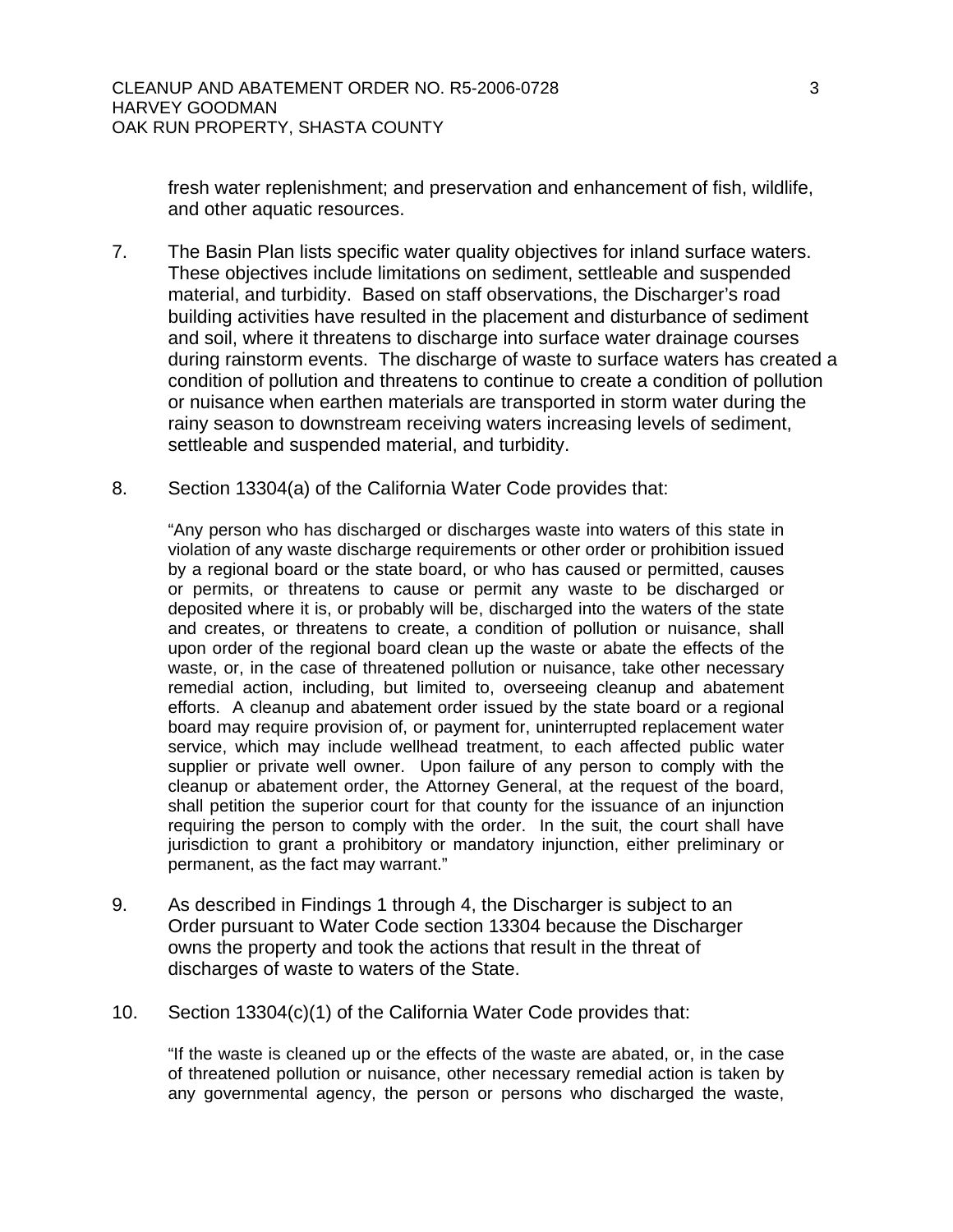fresh water replenishment; and preservation and enhancement of fish, wildlife, and other aquatic resources.

7. The Basin Plan lists specific water quality objectives for inland surface waters. These objectives include limitations on sediment, settleable and suspended material, and turbidity. Based on staff observations, the Discharger's road building activities have resulted in the placement and disturbance of sediment and soil, where it threatens to discharge into surface water drainage courses during rainstorm events. The discharge of waste to surface waters has created a condition of pollution and threatens to continue to create a condition of pollution or nuisance when earthen materials are transported in storm water during the rainy season to downstream receiving waters increasing levels of sediment, settleable and suspended material, and turbidity.

8. Section 13304(a) of the California Water Code provides that:

   "Any person who has discharged or discharges waste into waters of this state in violation of any waste discharge requirements or other order or prohibition issued by a regional board or the state board, or who has caused or permitted, causes or permits, or threatens to cause or permit any waste to be discharged or deposited where it is, or probably will be, discharged into the waters of the state and creates, or threatens to create, a condition of pollution or nuisance, shall upon order of the regional board clean up the waste or abate the effects of the waste, or, in the case of threatened pollution or nuisance, take other necessary remedial action, including, but limited to, overseeing cleanup and abatement efforts. A cleanup and abatement order issued by the state board or a regional board may require provision of, or payment for, uninterrupted replacement water service, which may include wellhead treatment, to each affected public water supplier or private well owner. Upon failure of any person to comply with the cleanup or abatement order, the Attorney General, at the request of the board, shall petition the superior court for that county for the issuance of an injunction requiring the person to comply with the order. In the suit, the court shall have jurisdiction to grant a prohibitory or mandatory injunction, either preliminary or permanent, as the fact may warrant."

9. As described in Findings 1 through 4, the Discharger is subject to an Order pursuant to Water Code section 13304 because the Discharger owns the property and took the actions that result in the threat of discharges of waste to waters of the State.

10. Section 13304(c)(1) of the California Water Code provides that:

    "If the waste is cleaned up or the effects of the waste are abated, or, in the case of threatened pollution or nuisance, other necessary remedial action is taken by any governmental agency, the person or persons who discharged the waste,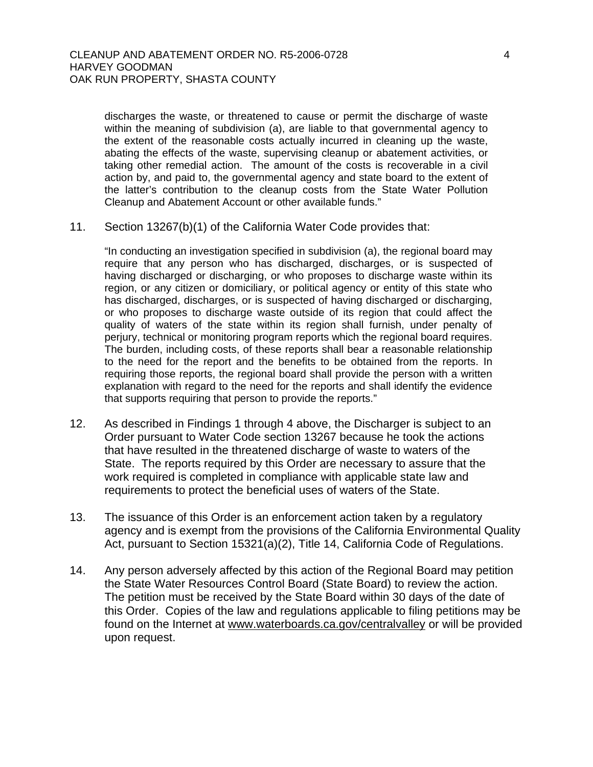discharges the waste, or threatened to cause or permit the discharge of waste within the meaning of subdivision (a), are liable to that governmental agency to the extent of the reasonable costs actually incurred in cleaning up the waste, abating the effects of the waste, supervising cleanup or abatement activities, or taking other remedial action. The amount of the costs is recoverable in a civil action by, and paid to, the governmental agency and state board to the extent of the latter's contribution to the cleanup costs from the State Water Pollution Cleanup and Abatement Account or other available funds."

11. Section 13267(b)(1) of the California Water Code provides that:

    "In conducting an investigation specified in subdivision (a), the regional board may require that any person who has discharged, discharges, or is suspected of having discharged or discharging, or who proposes to discharge waste within its region, or any citizen or domiciliary, or political agency or entity of this state who has discharged, discharges, or is suspected of having discharged or discharging, or who proposes to discharge waste outside of its region that could affect the quality of waters of the state within its region shall furnish, under penalty of perjury, technical or monitoring program reports which the regional board requires. The burden, including costs, of these reports shall bear a reasonable relationship to the need for the report and the benefits to be obtained from the reports. In requiring those reports, the regional board shall provide the person with a written explanation with regard to the need for the reports and shall identify the evidence that supports requiring that person to provide the reports."

12. As described in Findings 1 through 4 above, the Discharger is subject to an Order pursuant to Water Code section 13267 because he took the actions that have resulted in the threatened discharge of waste to waters of the State. The reports required by this Order are necessary to assure that the work required is completed in compliance with applicable state law and requirements to protect the beneficial uses of waters of the State.

13. The issuance of this Order is an enforcement action taken by a regulatory agency and is exempt from the provisions of the California Environmental Quality Act, pursuant to Section 15321(a)(2), Title 14, California Code of Regulations.

14. Any person adversely affected by this action of the Regional Board may petition the State Water Resources Control Board (State Board) to review the action. The petition must be received by the State Board within 30 days of the date of this Order. Copies of the law and regulations applicable to filing petitions may be found on the Internet at www.waterboards.ca.gov/centralvalley or will be provided upon request.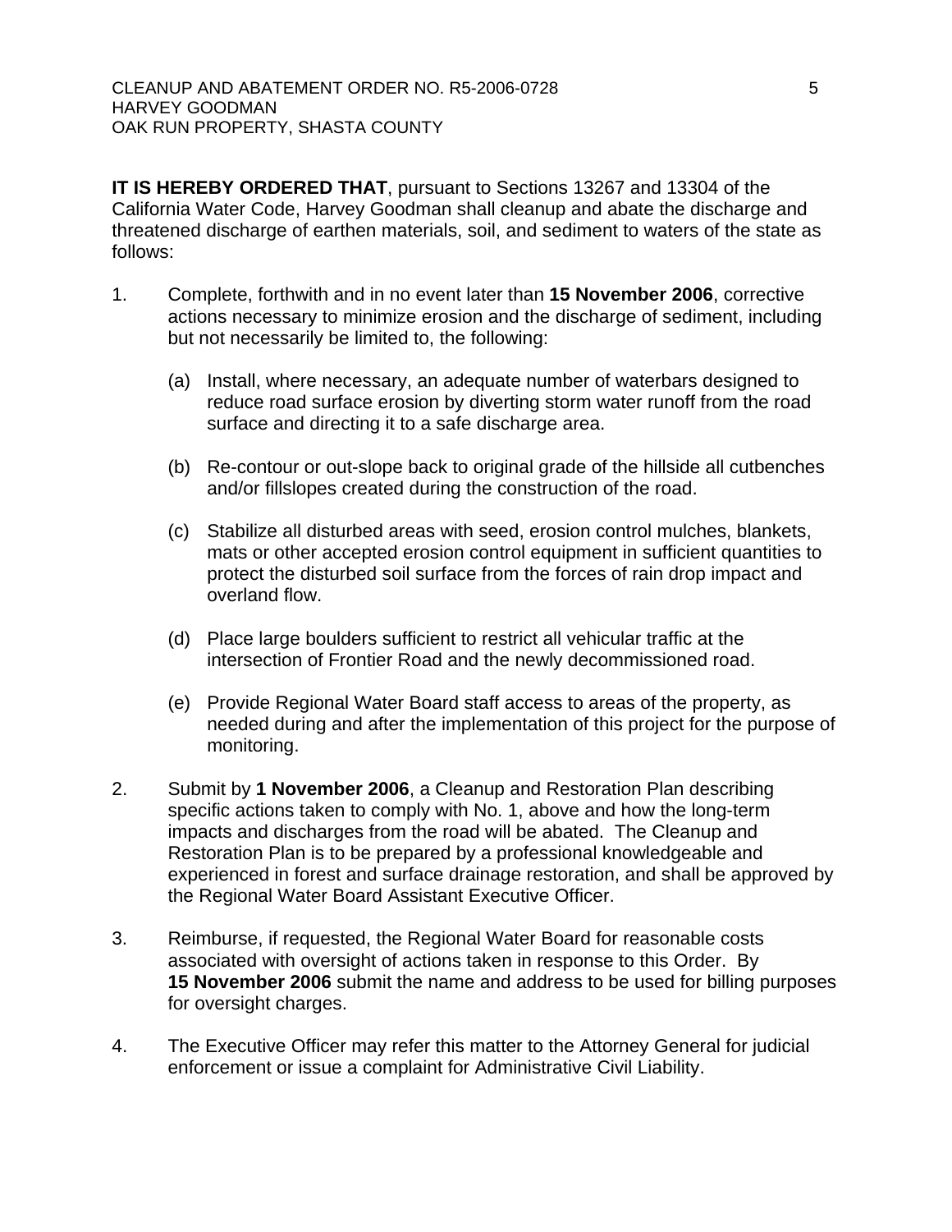**IT IS HEREBY ORDERED THAT**, pursuant to Sections 13267 and 13304 of the California Water Code, Harvey Goodman shall cleanup and abate the discharge and threatened discharge of earthen materials, soil, and sediment to waters of the state as follows:

1. Complete, forthwith and in no event later than **15 November 2006**, corrective actions necessary to minimize erosion and the discharge of sediment, including but not necessarily be limited to, the following:

   (a) Install, where necessary, an adequate number of waterbars designed to reduce road surface erosion by diverting storm water runoff from the road surface and directing it to a safe discharge area.

   (b) Re-contour or out-slope back to original grade of the hillside all cutbenches and/or fillslopes created during the construction of the road.

   (c) Stabilize all disturbed areas with seed, erosion control mulches, blankets, mats or other accepted erosion control equipment in sufficient quantities to protect the disturbed soil surface from the forces of rain drop impact and overland flow.

   (d) Place large boulders sufficient to restrict all vehicular traffic at the intersection of Frontier Road and the newly decommissioned road.

   (e) Provide Regional Water Board staff access to areas of the property, as needed during and after the implementation of this project for the purpose of monitoring.

2. Submit by **1 November 2006**, a Cleanup and Restoration Plan describing specific actions taken to comply with No. 1, above and how the long-term impacts and discharges from the road will be abated. The Cleanup and Restoration Plan is to be prepared by a professional knowledgeable and experienced in forest and surface drainage restoration, and shall be approved by the Regional Water Board Assistant Executive Officer.

3. Reimburse, if requested, the Regional Water Board for reasonable costs associated with oversight of actions taken in response to this Order. By **15 November 2006** submit the name and address to be used for billing purposes for oversight charges.

4. The Executive Officer may refer this matter to the Attorney General for judicial enforcement or issue a complaint for Administrative Civil Liability.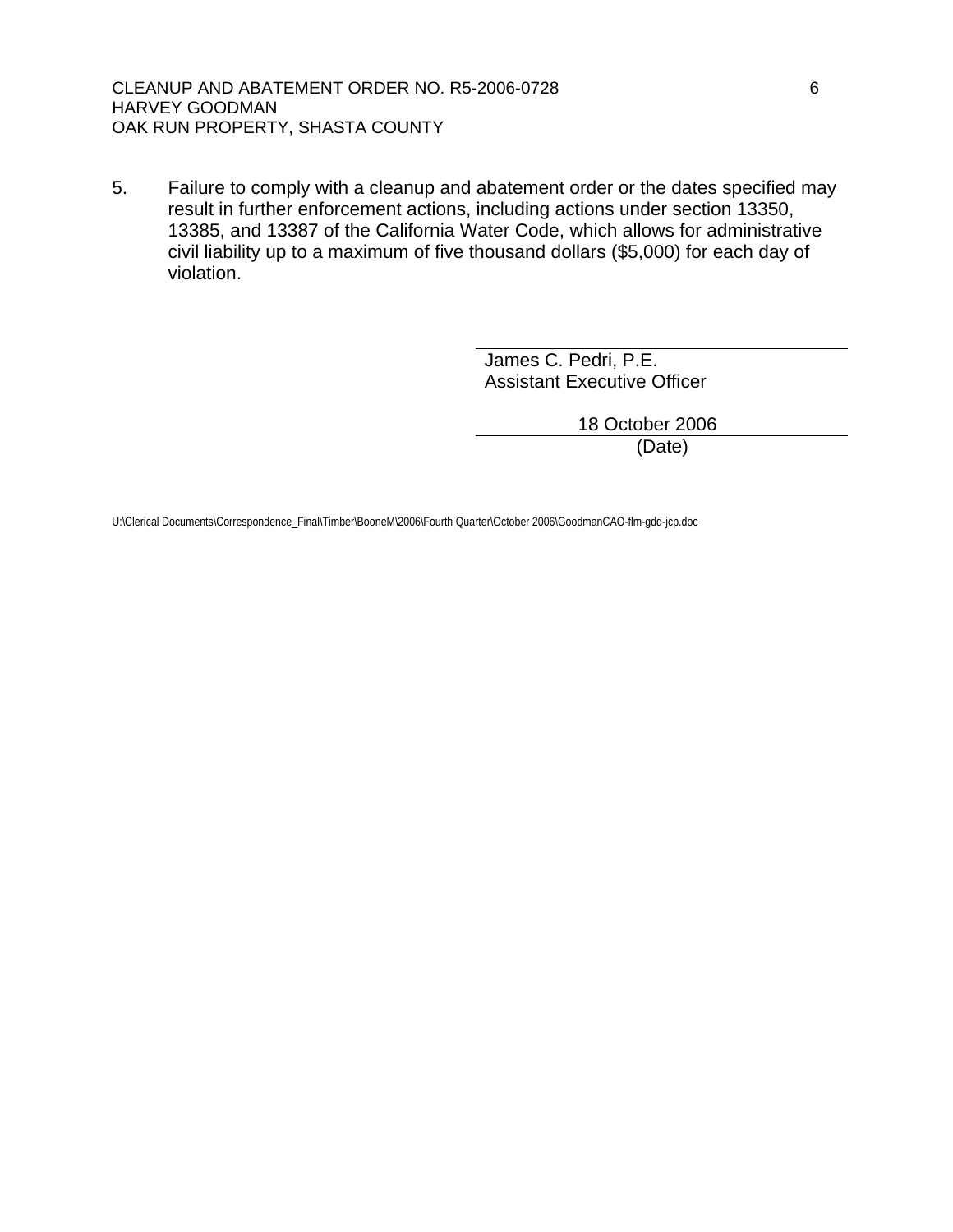5. Failure to comply with a cleanup and abatement order or the dates specified may result in further enforcement actions, including actions under section 13350, 13385, and 13387 of the California Water Code, which allows for administrative civil liability up to a maximum of five thousand dollars ($5,000) for each day of violation.

James C. Pedri, P.E.
Assistant Executive Officer

18 October 2006
(Date)

U:\Clerical Documents\Correspondence_Final\Timber\BooneM\2006\Fourth Quarter\October 2006\GoodmanCAO-flm-gdd-jcp.doc